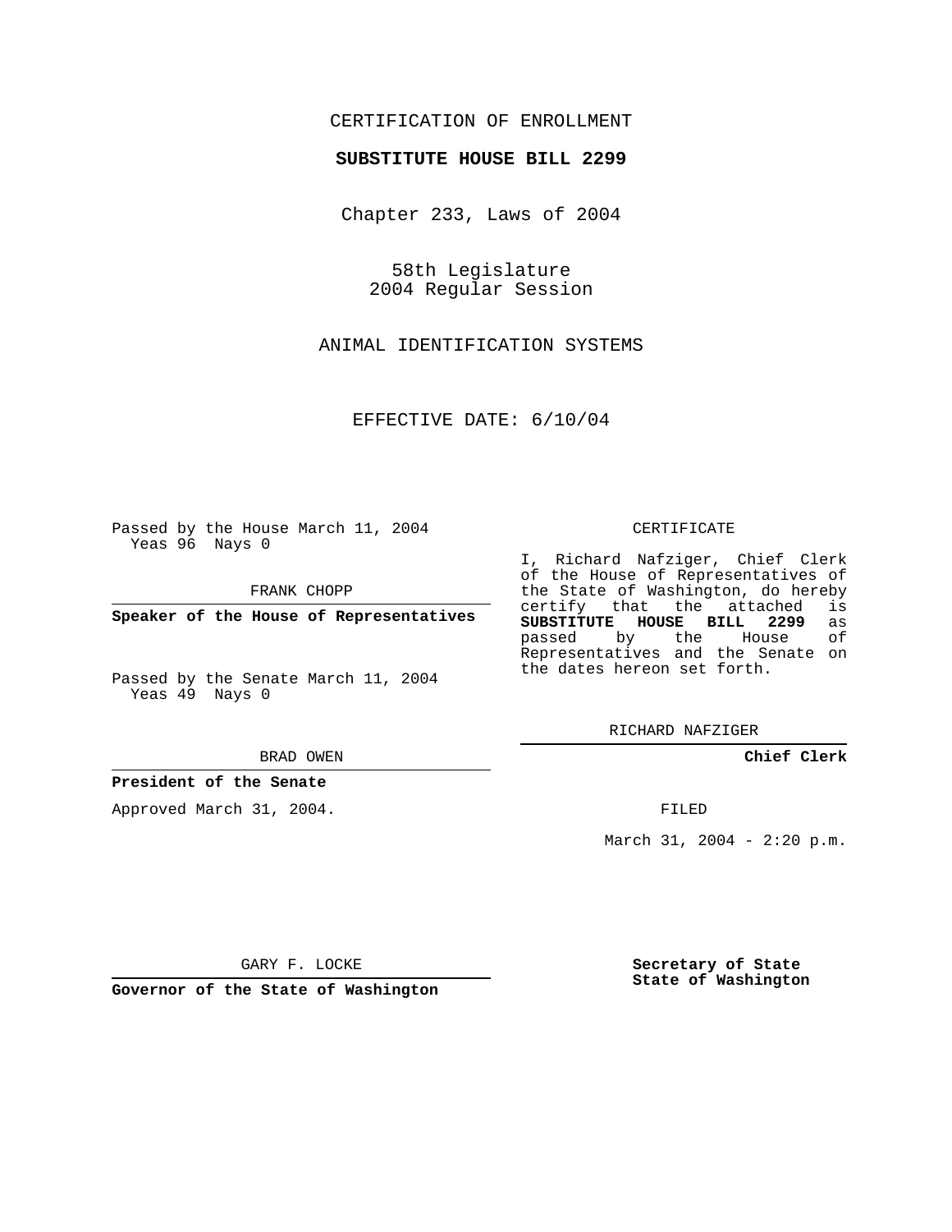CERTIFICATION OF ENROLLMENT

**SUBSTITUTE HOUSE BILL 2299**

Chapter 233, Laws of 2004

58th Legislature
2004 Regular Session

ANIMAL IDENTIFICATION SYSTEMS

EFFECTIVE DATE: 6/10/04

Passed by the House March 11, 2004
Yeas 96 Nays 0

FRANK CHOPP

**Speaker of the House of Representatives**

Passed by the Senate March 11, 2004
Yeas 49 Nays 0

BRAD OWEN

**President of the Senate**

Approved March 31, 2004.

GARY F. LOCKE

**Governor of the State of Washington**

CERTIFICATE

I, Richard Nafziger, Chief Clerk of the House of Representatives of the State of Washington, do hereby certify that the attached is **SUBSTITUTE HOUSE BILL 2299** as passed by the House of Representatives and the Senate on the dates hereon set forth.

RICHARD NAFZIGER

**Chief Clerk**

FILED

March 31, 2004 - 2:20 p.m.

**Secretary of State**
**State of Washington**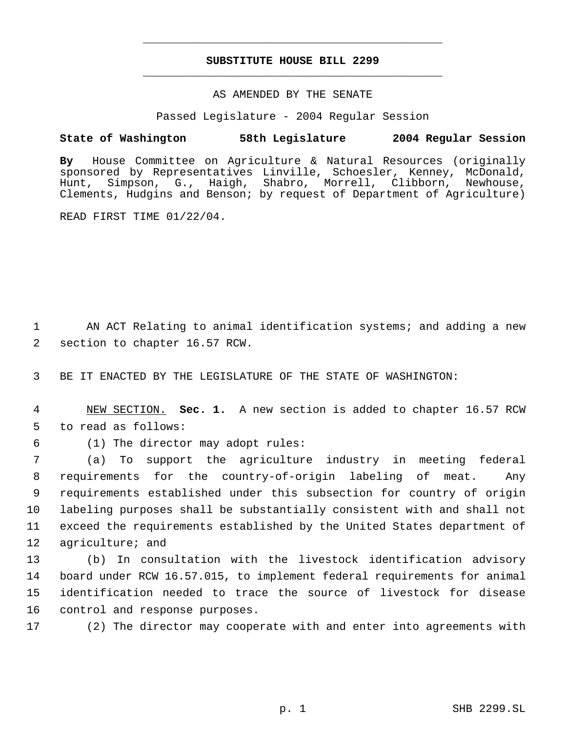**SUBSTITUTE HOUSE BILL 2299**

AS AMENDED BY THE SENATE

Passed Legislature - 2004 Regular Session

**State of Washington 58th Legislature 2004 Regular Session**

**By** House Committee on Agriculture & Natural Resources (originally sponsored by Representatives Linville, Schoesler, Kenney, McDonald, Hunt, Simpson, G., Haigh, Shabro, Morrell, Clibborn, Newhouse, Clements, Hudgins and Benson; by request of Department of Agriculture)

READ FIRST TIME 01/22/04.

AN ACT Relating to animal identification systems; and adding a new section to chapter 16.57 RCW.

BE IT ENACTED BY THE LEGISLATURE OF THE STATE OF WASHINGTON:

NEW SECTION. **Sec. 1.** A new section is added to chapter 16.57 RCW to read as follows:

(1) The director may adopt rules:

(a) To support the agriculture industry in meeting federal requirements for the country-of-origin labeling of meat. Any requirements established under this subsection for country of origin labeling purposes shall be substantially consistent with and shall not exceed the requirements established by the United States department of agriculture; and

(b) In consultation with the livestock identification advisory board under RCW 16.57.015, to implement federal requirements for animal identification needed to trace the source of livestock for disease control and response purposes.

(2) The director may cooperate with and enter into agreements with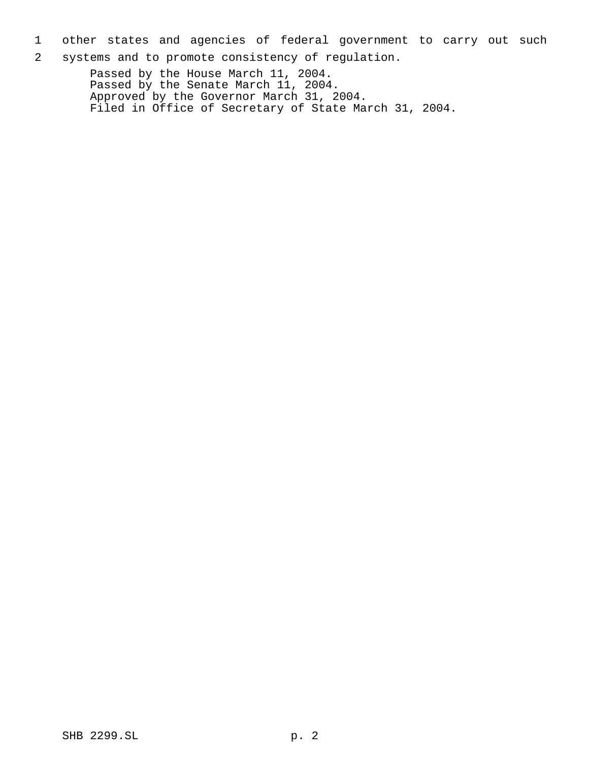other states and agencies of federal government to carry out such systems and to promote consistency of regulation.

Passed by the House March 11, 2004.
Passed by the Senate March 11, 2004.
Approved by the Governor March 31, 2004.
Filed in Office of Secretary of State March 31, 2004.